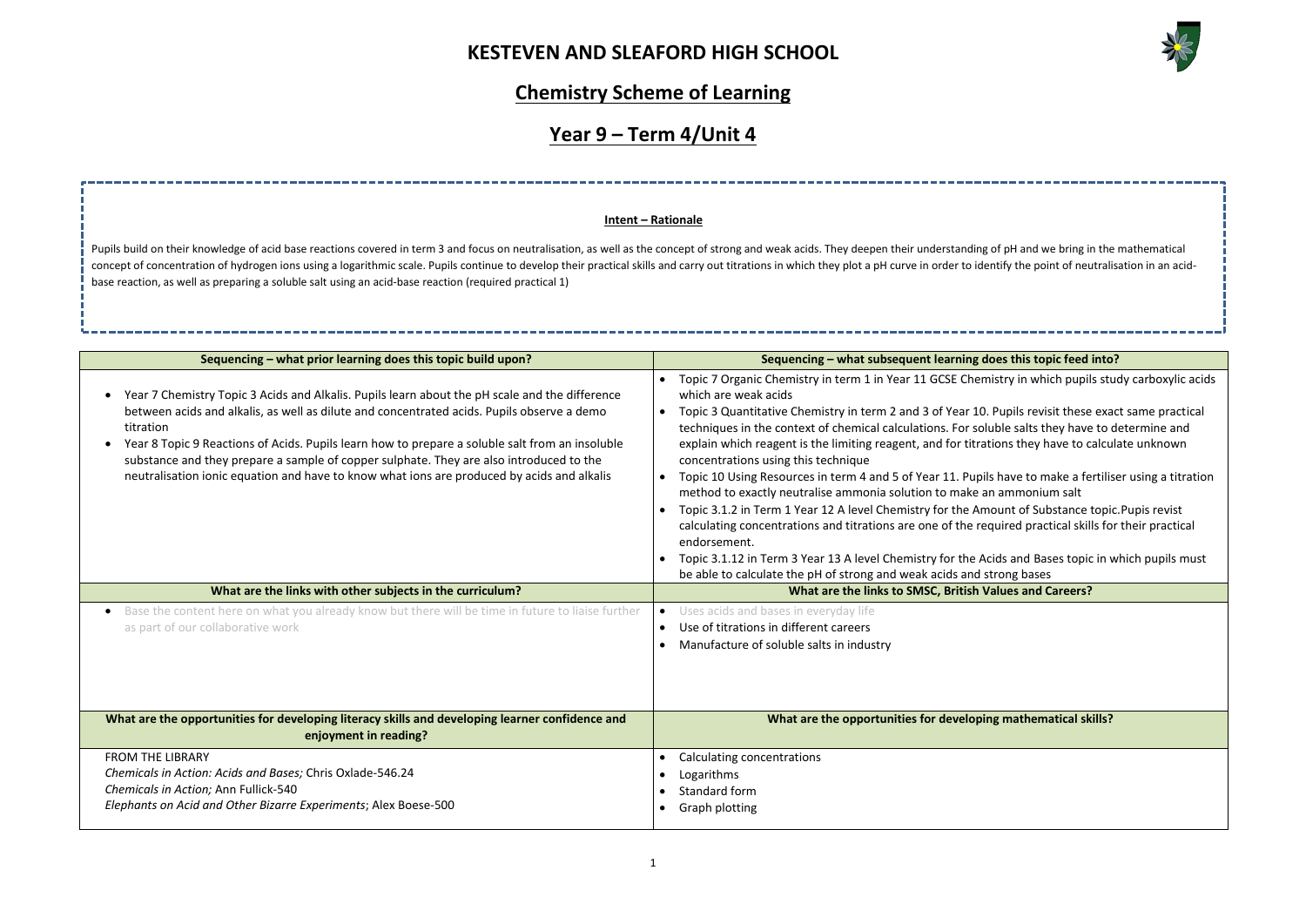# KESTEVEN AND SLEAFORD HIGH SCHOOL

## Chemistry Scheme of Learning

## Year 9 – Term 4/Unit 4

**Intent – Rationale**

Pupils build on their knowledge of acid base reactions covered in term 3 and focus on neutralisation, as well as the concept of strong and weak acids. They deepen their understanding of pH and we bring in the mathematical concept of concentration of hydrogen ions using a logarithmic scale. Pupils continue to develop their practical skills and carry out titrations in which they plot a pH curve in order to identify the point of neutralisation in an acid-base reaction, as well as preparing a soluble salt using an acid-base reaction (required practical 1)

| Sequencing – what prior learning does this topic build upon? | Sequencing – what subsequent learning does this topic feed into? |
|---|---|
| • Year 7 Chemistry Topic 3 Acids and Alkalis. Pupils learn about the pH scale and the difference between acids and alkalis, as well as dilute and concentrated acids. Pupils observe a demo titration<br>• Year 8 Topic 9 Reactions of Acids. Pupils learn how to prepare a soluble salt from an insoluble substance and they prepare a sample of copper sulphate. They are also introduced to the neutralisation ionic equation and have to know what ions are produced by acids and alkalis | • Topic 7 Organic Chemistry in term 1 in Year 11 GCSE Chemistry in which pupils study carboxylic acids which are weak acids<br>• Topic 3 Quantitative Chemistry in term 2 and 3 of Year 10. Pupils revisit these exact same practical techniques in the context of chemical calculations. For soluble salts they have to determine and explain which reagent is the limiting reagent, and for titrations they have to calculate unknown concentrations using this technique<br>• Topic 10 Using Resources in term 4 and 5 of Year 11. Pupils have to make a fertiliser using a titration method to exactly neutralise ammonia solution to make an ammonium salt<br>• Topic 3.1.2 in Term 1 Year 12 A level Chemistry for the Amount of Substance topic.Pupis revist calculating concentrations and titrations are one of the required practical skills for their practical endorsement.<br>• Topic 3.1.12 in Term 3 Year 13 A level Chemistry for the Acids and Bases topic in which pupils must be able to calculate the pH of strong and weak acids and strong bases |
| **What are the links with other subjects in the curriculum?** | **What are the links to SMSC, British Values and Careers?** |
| • Base the content here on what you already know but there will be time in future to liaise further as part of our collaborative work | • Uses acids and bases in everyday life<br>• Use of titrations in different careers<br>• Manufacture of soluble salts in industry |
| **What are the opportunities for developing literacy skills and developing learner confidence and enjoyment in reading?** | **What are the opportunities for developing mathematical skills?** |
| FROM THE LIBRARY<br>*Chemicals in Action: Acids and Bases;* Chris Oxlade-546.24<br>*Chemicals in Action;* Ann Fullick-540<br>*Elephants on Acid and Other Bizarre Experiments*; Alex Boese-500 | • Calculating concentrations<br>• Logarithms<br>• Standard form<br>• Graph plotting |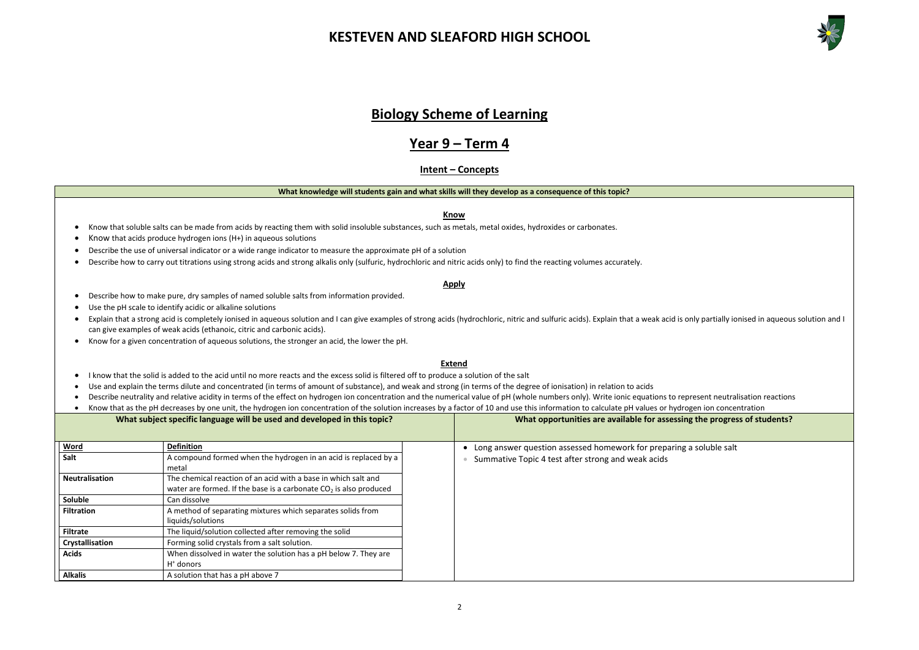# KESTEVEN AND SLEAFORD HIGH SCHOOL

## Biology Scheme of Learning

## Year 9 – Term 4

### Intent – Concepts

**What knowledge will students gain and what skills will they develop as a consequence of this topic?**

**Know**

- Know that soluble salts can be made from acids by reacting them with solid insoluble substances, such as metals, metal oxides, hydroxides or carbonates.
- Know that acids produce hydrogen ions (H+) in aqueous solutions
- Describe the use of universal indicator or a wide range indicator to measure the approximate pH of a solution
- Describe how to carry out titrations using strong acids and strong alkalis only (sulfuric, hydrochloric and nitric acids only) to find the reacting volumes accurately.

**Apply**

- Describe how to make pure, dry samples of named soluble salts from information provided.
- Use the pH scale to identify acidic or alkaline solutions
- Explain that a strong acid is completely ionised in aqueous solution and I can give examples of strong acids (hydrochloric, nitric and sulfuric acids). Explain that a weak acid is only partially ionised in aqueous solution and I can give examples of weak acids (ethanoic, citric and carbonic acids).
- Know for a given concentration of aqueous solutions, the stronger an acid, the lower the pH.

**Extend**

- I know that the solid is added to the acid until no more reacts and the excess solid is filtered off to produce a solution of the salt
- Use and explain the terms dilute and concentrated (in terms of amount of substance), and weak and strong (in terms of the degree of ionisation) in relation to acids
- Describe neutrality and relative acidity in terms of the effect on hydrogen ion concentration and the numerical value of pH (whole numbers only). Write ionic equations to represent neutralisation reactions
- Know that as the pH decreases by one unit, the hydrogen ion concentration of the solution increases by a factor of 10 and use this information to calculate pH values or hydrogen ion concentration

**What subject specific language will be used and developed in this topic?**

| Word | Definition |
|---|---|
| Salt | A compound formed when the hydrogen in an acid is replaced by a metal |
| Neutralisation | The chemical reaction of an acid with a base in which salt and water are formed. If the base is a carbonate $CO_2$ is also produced |
| Soluble | Can dissolve |
| Filtration | A method of separating mixtures which separates solids from liquids/solutions |
| Filtrate | The liquid/solution collected after removing the solid |
| Crystallisation | Forming solid crystals from a salt solution. |
| Acids | When dissolved in water the solution has a pH below 7. They are $H^+$ donors |
| Alkalis | A solution that has a pH above 7 |

**What opportunities are available for assessing the progress of students?**

- Long answer question assessed homework for preparing a soluble salt
- Summative Topic 4 test after strong and weak acids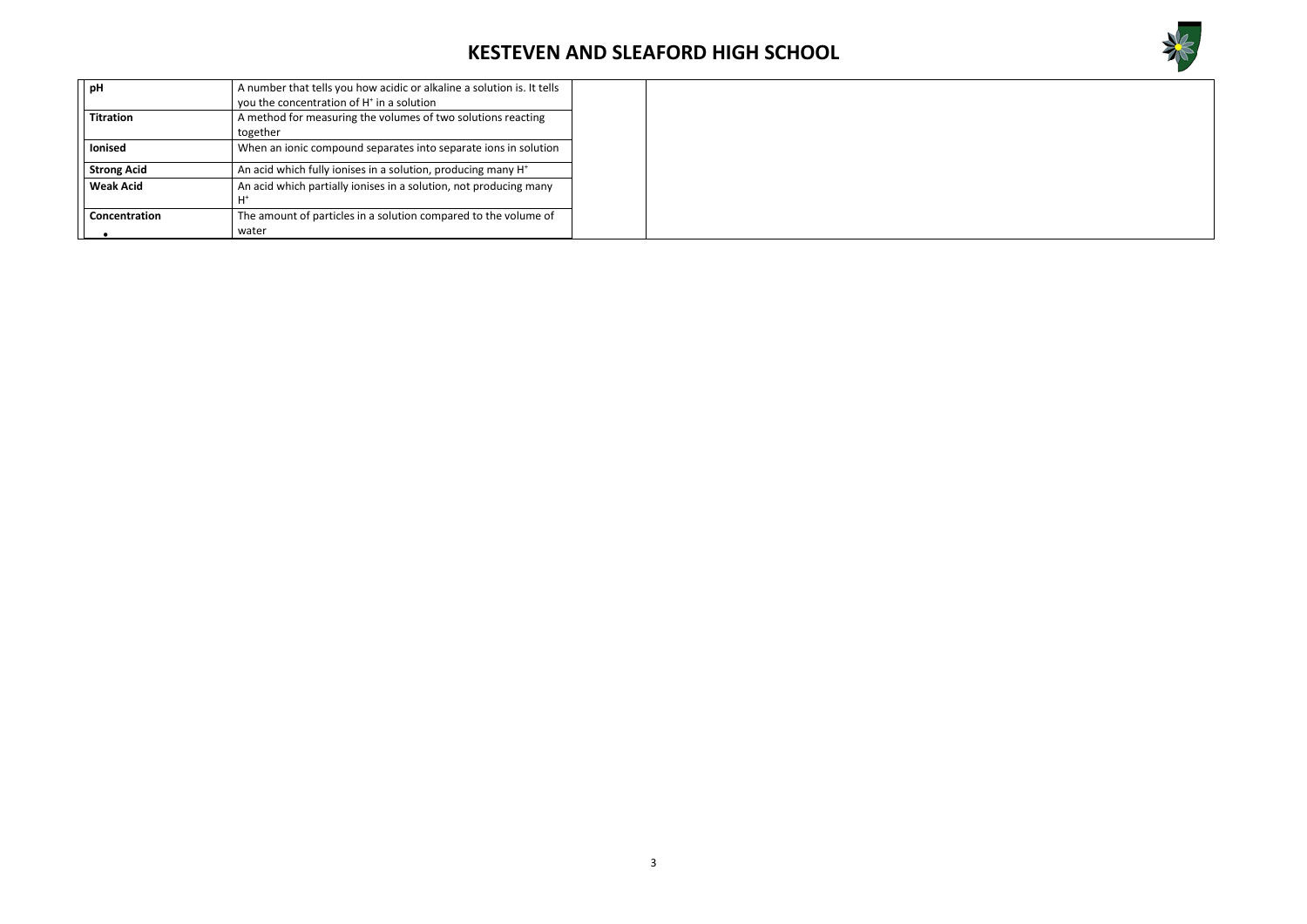| | |
|---|---|
| **pH** | A number that tells you how acidic or alkaline a solution is. It tells you the concentration of $H^+$ in a solution |
| **Titration** | A method for measuring the volumes of two solutions reacting together |
| **Ionised** | When an ionic compound separates into separate ions in solution |
| **Strong Acid** | An acid which fully ionises in a solution, producing many $H^+$ |
| **Weak Acid** | An acid which partially ionises in a solution, not producing many $H^+$ |
| **Concentration** | The amount of particles in a solution compared to the volume of water |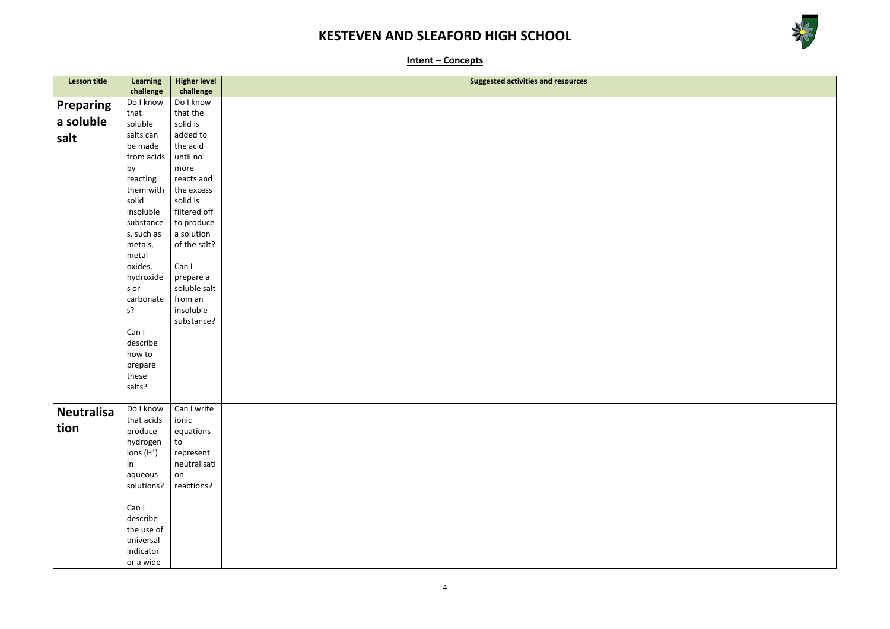# KESTEVEN AND SLEAFORD HIGH SCHOOL

## Intent – Concepts

| Lesson title | Learning challenge | Higher level challenge | Suggested activities and resources |
|---|---|---|---|
| **Preparing a soluble salt** | Do I know that soluble salts can be made from acids by reacting them with solid insoluble substances, such as metals, metal oxides, hydroxides or carbonates?<br><br>Can I describe how to prepare these salts? | Do I know that the solid is added to the acid until no more reacts and the excess solid is filtered off to produce a solution of the salt?<br><br>Can I prepare a soluble salt from an insoluble substance? | |
| **Neutralisation** | Do I know that acids produce hydrogen ions ($H^+$) in aqueous solutions?<br><br>Can I describe the use of universal indicator or a wide | Can I write ionic equations to represent neutralisation reactions? | |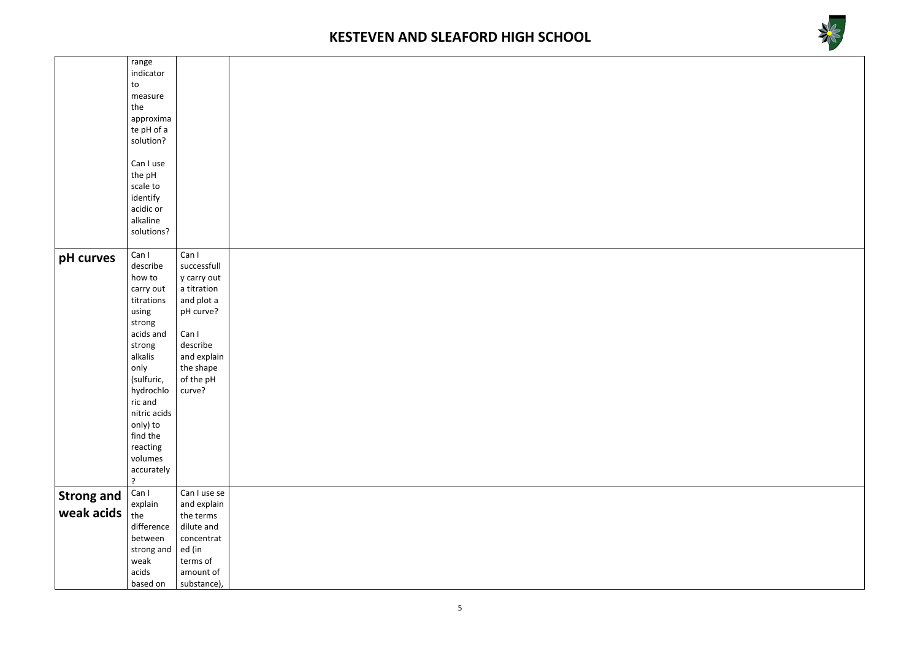# KESTEVEN AND SLEAFORD HIGH SCHOOL

| | | | |
|---|---|---|---|
| | range indicator to measure the approximate pH of a solution?<br><br>Can I use the pH scale to identify acidic or alkaline solutions? | | |
| **pH curves** | Can I describe how to carry out titrations using strong acids and strong alkalis only (sulfuric, hydrochloric and nitric acids only) to find the reacting volumes accurately? | Can I successfully carry out a titration and plot a pH curve?<br><br>Can I describe and explain the shape of the pH curve? | |
| **Strong and weak acids** | Can I explain the difference between strong and weak acids based on | Can I use se and explain the terms dilute and concentrated (in terms of amount of substance), | |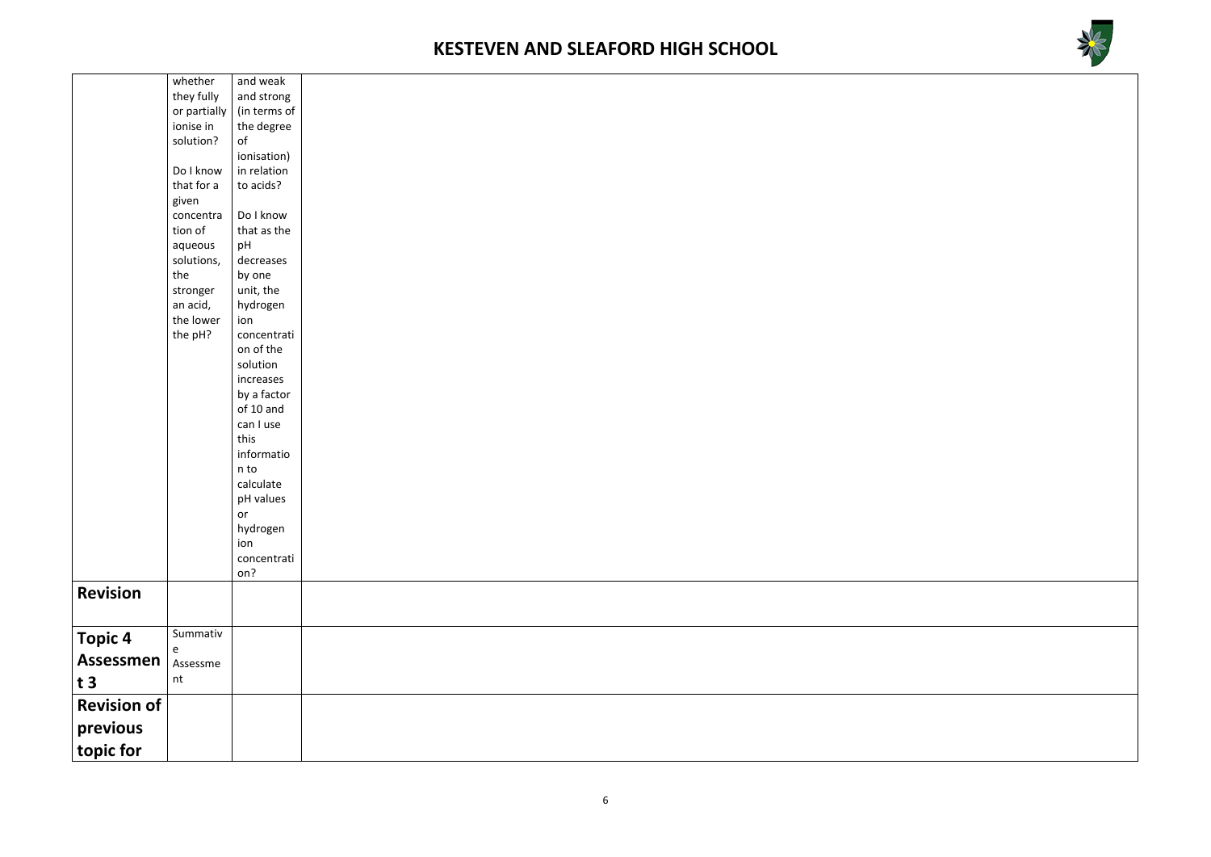| | | | |
|---|---|---|---|
| | whether they fully or partially ionise in solution?<br><br>Do I know that for a given concentration of aqueous solutions, the stronger an acid, the lower the pH? | and weak and strong (in terms of the degree of ionisation) in relation to acids?<br><br>Do I know that as the pH decreases by one unit, the hydrogen ion concentration of the solution increases by a factor of 10 and can I use this information to calculate pH values or hydrogen ion concentration? | |
| **Revision** | | | |
| **Topic 4 Assessment 3** | Summative Assessment | | |
| **Revision of previous topic for** | | | |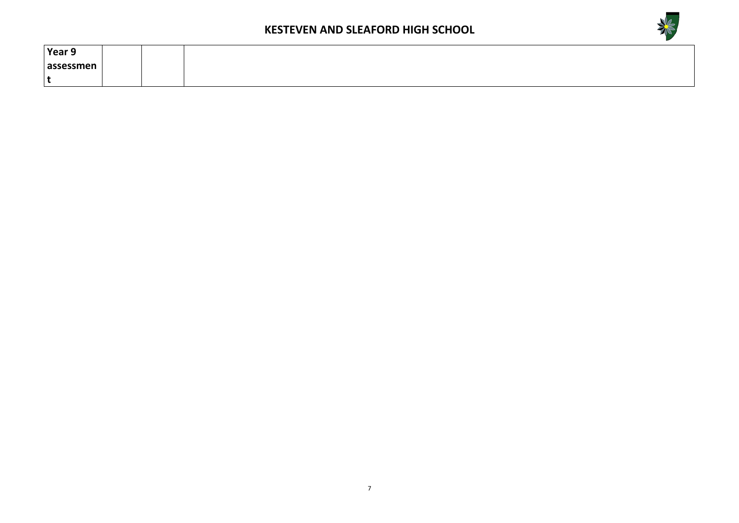| | | | |
|---|---|---|---|
| **Year 9 assessment** | | | |